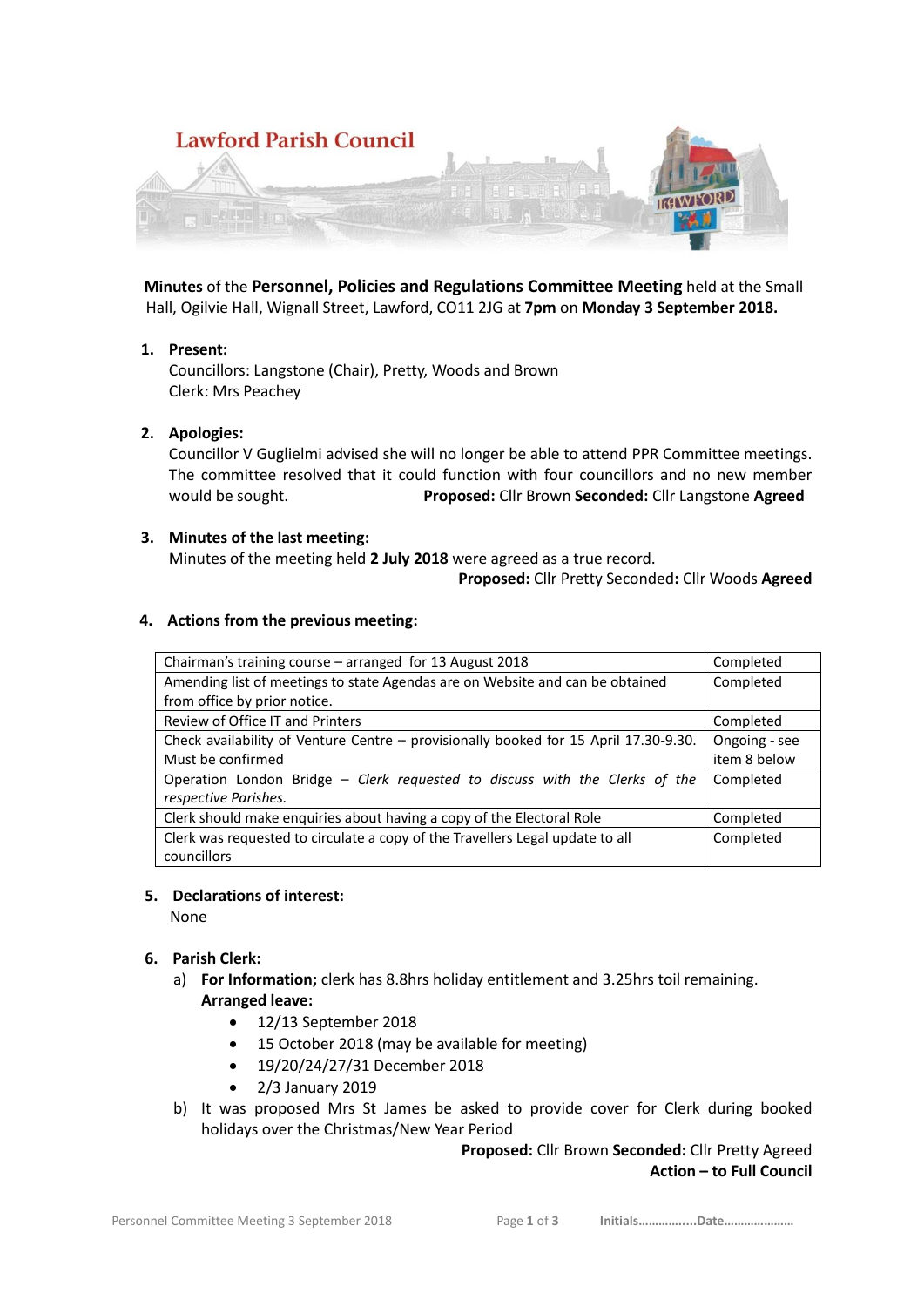# Lawford Parish Council

**Minutes** of the **Personnel, Policies and Regulations Committee Meeting** held at the Small Hall, Ogilvie Hall, Wignall Street, Lawford, CO11 2JG at **7pm** on **Monday 3 September 2018.**

1. **Present:**
   Councillors: Langstone (Chair), Pretty, Woods and Brown
   Clerk: Mrs Peachey

2. **Apologies:**
   Councillor V Guglielmi advised she will no longer be able to attend PPR Committee meetings. The committee resolved that it could function with four councillors and no new member would be sought. **Proposed:** Cllr Brown **Seconded:** Cllr Langstone **Agreed**

3. **Minutes of the last meeting:**
   Minutes of the meeting held **2 July 2018** were agreed as a true record.
   **Proposed:** Cllr Pretty Seconded**:** Cllr Woods **Agreed**

4. **Actions from the previous meeting:**

| | |
|---|---|
| Chairman's training course – arranged for 13 August 2018 | Completed |
| Amending list of meetings to state Agendas are on Website and can be obtained from office by prior notice. | Completed |
| Review of Office IT and Printers | Completed |
| Check availability of Venture Centre – provisionally booked for 15 April 17.30-9.30. Must be confirmed | Ongoing - see item 8 below |
| Operation London Bridge – *Clerk requested to discuss with the Clerks of the respective Parishes.* | Completed |
| Clerk should make enquiries about having a copy of the Electoral Role | Completed |
| Clerk was requested to circulate a copy of the Travellers Legal update to all councillors | Completed |

5. **Declarations of interest:**
   None

6. **Parish Clerk:**
   a) **For Information;** clerk has 8.8hrs holiday entitlement and 3.25hrs toil remaining.
      **Arranged leave:**
      - 12/13 September 2018
      - 15 October 2018 (may be available for meeting)
      - 19/20/24/27/31 December 2018
      - 2/3 January 2019

   b) It was proposed Mrs St James be asked to provide cover for Clerk during booked holidays over the Christmas/New Year Period
      **Proposed:** Cllr Brown **Seconded:** Cllr Pretty Agreed
      **Action – to Full Council**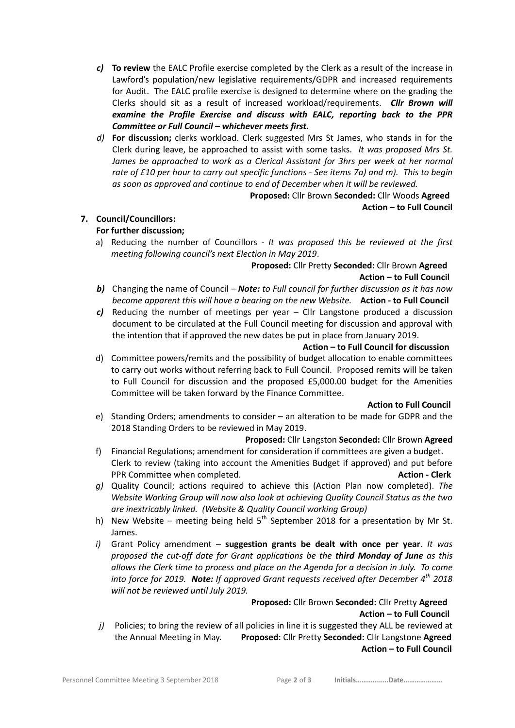*c)* **To review** the EALC Profile exercise completed by the Clerk as a result of the increase in Lawford's population/new legislative requirements/GDPR and increased requirements for Audit. The EALC profile exercise is designed to determine where on the grading the Clerks should sit as a result of increased workload/requirements. ***Cllr Brown will examine the Profile Exercise and discuss with EALC, reporting back to the PPR Committee or Full Council – whichever meets first.***

*d)* **For discussion;** clerks workload. Clerk suggested Mrs St James, who stands in for the Clerk during leave, be approached to assist with some tasks. *It was proposed Mrs St. James be approached to work as a Clerical Assistant for 3hrs per week at her normal rate of £10 per hour to carry out specific functions - See items 7a) and m). This to begin as soon as approved and continue to end of December when it will be reviewed.*

**Proposed:** Cllr Brown **Seconded:** Cllr Woods **Agreed**
**Action – to Full Council**

**7. Council/Councillors:**

**For further discussion;**

a) Reducing the number of Councillors - *It was proposed this be reviewed at the first meeting following council's next Election in May 2019*.

**Proposed:** Cllr Pretty **Seconded:** Cllr Brown **Agreed**
**Action – to Full Council**

*b)* Changing the name of Council – ***Note:*** *to Full council for further discussion as it has now become apparent this will have a bearing on the new Website.* **Action - to Full Council**

*c)* Reducing the number of meetings per year – Cllr Langstone produced a discussion document to be circulated at the Full Council meeting for discussion and approval with the intention that if approved the new dates be put in place from January 2019.

**Action – to Full Council for discussion**

d) Committee powers/remits and the possibility of budget allocation to enable committees to carry out works without referring back to Full Council. Proposed remits will be taken to Full Council for discussion and the proposed £5,000.00 budget for the Amenities Committee will be taken forward by the Finance Committee.

**Action to Full Council**

e) Standing Orders; amendments to consider – an alteration to be made for GDPR and the 2018 Standing Orders to be reviewed in May 2019.

**Proposed:** Cllr Langston **Seconded:** Cllr Brown **Agreed**

f) Financial Regulations; amendment for consideration if committees are given a budget. Clerk to review (taking into account the Amenities Budget if approved) and put before PPR Committee when completed. **Action - Clerk**

*g)* Quality Council; actions required to achieve this (Action Plan now completed). *The Website Working Group will now also look at achieving Quality Council Status as the two are inextricably linked. (Website & Quality Council working Group)*

h) New Website – meeting being held 5th September 2018 for a presentation by Mr St. James.

*i)* Grant Policy amendment – **suggestion grants be dealt with once per year**. *It was proposed the cut-off date for Grant applications be the* ***third Monday of June*** *as this allows the Clerk time to process and place on the Agenda for a decision in July. To come into force for 2019.* ***Note:*** *If approved Grant requests received after December 4th 2018 will not be reviewed until July 2019.*

**Proposed:** Cllr Brown **Seconded:** Cllr Pretty **Agreed**
**Action – to Full Council**

*j)* Policies; to bring the review of all policies in line it is suggested they ALL be reviewed at the Annual Meeting in May. **Proposed:** Cllr Pretty **Seconded:** Cllr Langstone **Agreed**
**Action – to Full Council**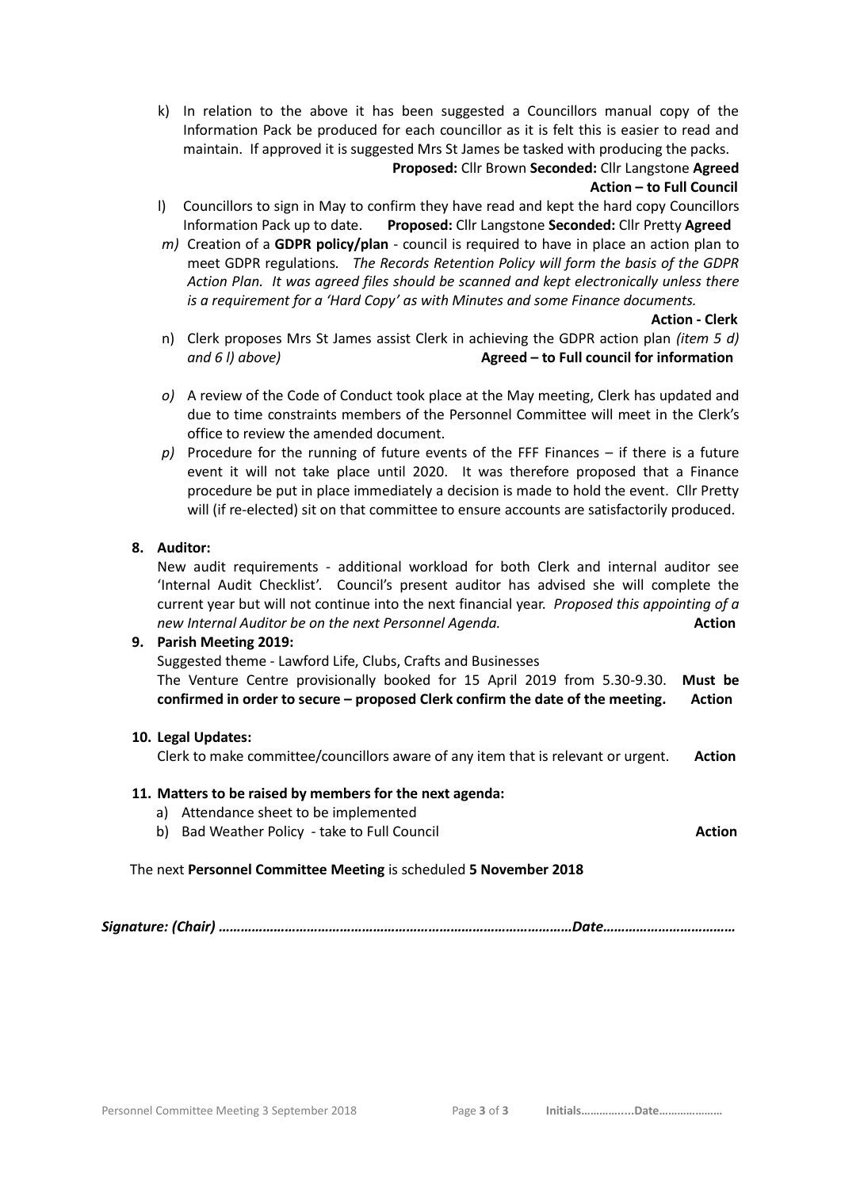k) In relation to the above it has been suggested a Councillors manual copy of the Information Pack be produced for each councillor as it is felt this is easier to read and maintain. If approved it is suggested Mrs St James be tasked with producing the packs.
**Proposed:** Cllr Brown **Seconded:** Cllr Langstone **Agreed**
**Action – to Full Council**

l) Councillors to sign in May to confirm they have read and kept the hard copy Councillors Information Pack up to date. **Proposed:** Cllr Langstone **Seconded:** Cllr Pretty **Agreed**

*m)* Creation of a **GDPR policy/plan** - council is required to have in place an action plan to meet GDPR regulations. *The Records Retention Policy will form the basis of the GDPR Action Plan. It was agreed files should be scanned and kept electronically unless there is a requirement for a 'Hard Copy' as with Minutes and some Finance documents.*
**Action - Clerk**

n) Clerk proposes Mrs St James assist Clerk in achieving the GDPR action plan *(item 5 d) and 6 l) above)* **Agreed – to Full council for information**

*o)* A review of the Code of Conduct took place at the May meeting, Clerk has updated and due to time constraints members of the Personnel Committee will meet in the Clerk's office to review the amended document.

*p)* Procedure for the running of future events of the FFF Finances – if there is a future event it will not take place until 2020. It was therefore proposed that a Finance procedure be put in place immediately a decision is made to hold the event. Cllr Pretty will (if re-elected) sit on that committee to ensure accounts are satisfactorily produced.

**8. Auditor:**

New audit requirements - additional workload for both Clerk and internal auditor see 'Internal Audit Checklist'. Council's present auditor has advised she will complete the current year but will not continue into the next financial year. *Proposed this appointing of a new Internal Auditor be on the next Personnel Agenda.* **Action**

**9. Parish Meeting 2019:**

Suggested theme - Lawford Life, Clubs, Crafts and Businesses
The Venture Centre provisionally booked for 15 April 2019 from 5.30-9.30. **Must be confirmed in order to secure – proposed Clerk confirm the date of the meeting. Action**

**10. Legal Updates:**

Clerk to make committee/councillors aware of any item that is relevant or urgent. **Action**

**11. Matters to be raised by members for the next agenda:**

a) Attendance sheet to be implemented
b) Bad Weather Policy - take to Full Council **Action**

The next **Personnel Committee Meeting** is scheduled **5 November 2018**

***Signature: (Chair) ……………………………………………………………………………………Date………………………………***

Initials……………...Date…………………